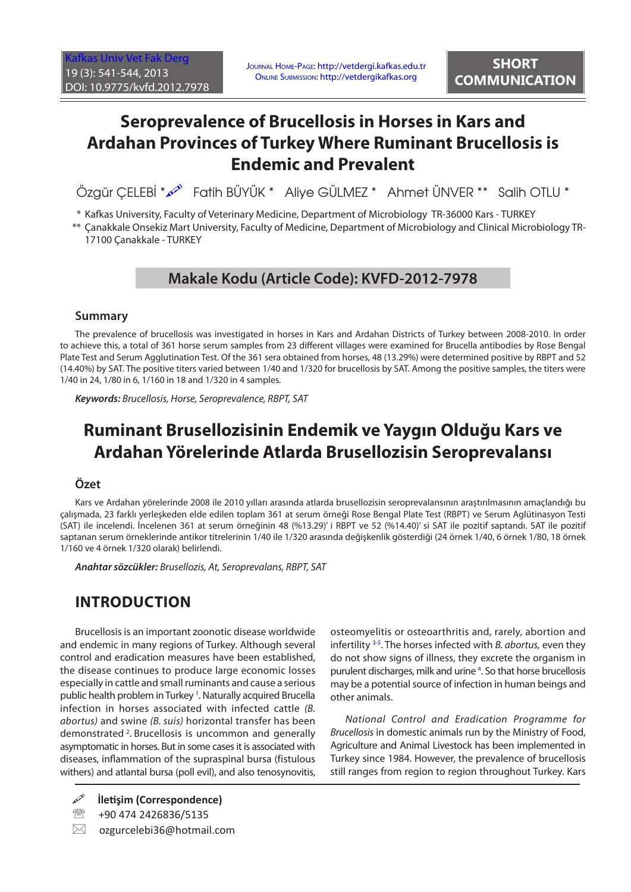SHORT COMMUNICATION

# Seroprevalence of Brucellosis in Horses in Kars and Ardahan Provinces of Turkey Where Ruminant Brucellosis is Endemic and Prevalent

Özgür ÇELEBİ * Fatih BÜYÜK * Aliye GÜLMEZ * Ahmet ÜNVER ** Salih OTLU *

\* Kafkas University, Faculty of Veterinary Medicine, Department of Microbiology TR-36000 Kars - TURKEY

\*\* Çanakkale Onsekiz Mart University, Faculty of Medicine, Department of Microbiology and Clinical Microbiology TR-17100 Çanakkale - TURKEY

**Makale Kodu (Article Code): KVFD-2012-7978**

## Summary

The prevalence of brucellosis was investigated in horses in Kars and Ardahan Districts of Turkey between 2008-2010. In order to achieve this, a total of 361 horse serum samples from 23 different villages were examined for Brucella antibodies by Rose Bengal Plate Test and Serum Agglutination Test. Of the 361 sera obtained from horses, 48 (13.29%) were determined positive by RBPT and 52 (14.40%) by SAT. The positive titers varied between 1/40 and 1/320 for brucellosis by SAT. Among the positive samples, the titers were 1/40 in 24, 1/80 in 6, 1/160 in 18 and 1/320 in 4 samples.

***Keywords:*** *Brucellosis, Horse, Seroprevalence, RBPT, SAT*

# Ruminant Brusellozisinin Endemik ve Yaygın Olduğu Kars ve Ardahan Yörelerinde Atlarda Brusellozisin Seroprevalansı

## Özet

Kars ve Ardahan yörelerinde 2008 ile 2010 yılları arasında atlarda brusellozisin seroprevalansının araştırılmasının amaçlandığı bu çalışmada, 23 farklı yerleşkeden elde edilen toplam 361 at serum örneği Rose Bengal Plate Test (RBPT) ve Serum Aglütinasyon Testi (SAT) ile incelendi. İncelenen 361 at serum örneğinin 48 (%13.29)' i RBPT ve 52 (%14.40)' si SAT ile pozitif saptandı. SAT ile pozitif saptanan serum örneklerinde antikor titrelerinin 1/40 ile 1/320 arasında değişkenlik gösterdiği (24 örnek 1/40, 6 örnek 1/80, 18 örnek 1/160 ve 4 örnek 1/320 olarak) belirlendi.

***Anahtar sözcükler:*** *Brusellozis, At, Seroprevalans, RBPT, SAT*

## INTRODUCTION

Brucellosis is an important zoonotic disease worldwide and endemic in many regions of Turkey. Although several control and eradication measures have been established, the disease continues to produce large economic losses especially in cattle and small ruminants and cause a serious public health problem in Turkey [1]. Naturally acquired Brucella infection in horses associated with infected cattle *(B. abortus)* and swine *(B. suis)* horizontal transfer has been demonstrated [2]. Brucellosis is uncommon and generally asymptomatic in horses. But in some cases it is associated with diseases, inflammation of the supraspinal bursa (fistulous withers) and atlantal bursa (poll evil), and also tenosynovitis, osteomyelitis or osteoarthritis and, rarely, abortion and infertility [3-5]. The horses infected with *B. abortus,* even they do not show signs of illness, they excrete the organism in purulent discharges, milk and urine [4]. So that horse brucellosis may be a potential source of infection in human beings and other animals.

*National Control and Eradication Programme for Brucellosis* in domestic animals run by the Ministry of Food, Agriculture and Animal Livestock has been implemented in Turkey since 1984. However, the prevalence of brucellosis still ranges from region to region throughout Turkey. Kars

**İletişim (Correspondence)**

+90 474 2426836/5135

ozgurcelebi36@hotmail.com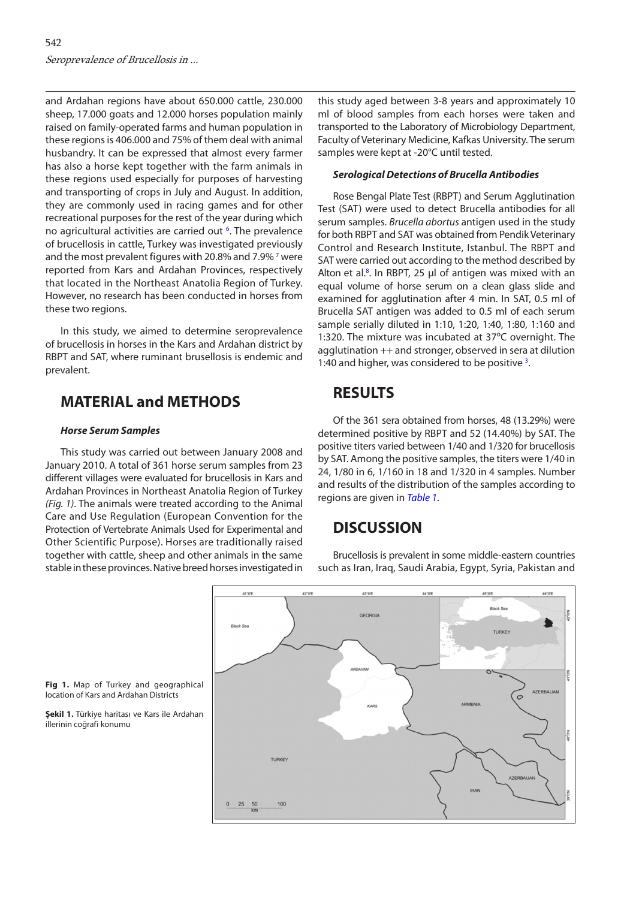and Ardahan regions have about 650.000 cattle, 230.000 sheep, 17.000 goats and 12.000 horses population mainly raised on family-operated farms and human population in these regions is 406.000 and 75% of them deal with animal husbandry. It can be expressed that almost every farmer has also a horse kept together with the farm animals in these regions used especially for purposes of harvesting and transporting of crops in July and August. In addition, they are commonly used in racing games and for other recreational purposes for the rest of the year during which no agricultural activities are carried out [6]. The prevalence of brucellosis in cattle, Turkey was investigated previously and the most prevalent figures with 20.8% and 7.9% [7] were reported from Kars and Ardahan Provinces, respectively that located in the Northeast Anatolia Region of Turkey. However, no research has been conducted in horses from these two regions.

In this study, we aimed to determine seroprevalence of brucellosis in horses in the Kars and Ardahan district by RBPT and SAT, where ruminant brusellosis is endemic and prevalent.

## MATERIAL and METHODS

### Horse Serum Samples

This study was carried out between January 2008 and January 2010. A total of 361 horse serum samples from 23 different villages were evaluated for brucellosis in Kars and Ardahan Provinces in Northeast Anatolia Region of Turkey *(Fig. 1)*. The animals were treated according to the Animal Care and Use Regulation (European Convention for the Protection of Vertebrate Animals Used for Experimental and Other Scientific Purpose). Horses are traditionally raised together with cattle, sheep and other animals in the same stable in these provinces. Native breed horses investigated in this study aged between 3-8 years and approximately 10 ml of blood samples from each horses were taken and transported to the Laboratory of Microbiology Department, Faculty of Veterinary Medicine, Kafkas University. The serum samples were kept at -20°C until tested.

### Serological Detections of Brucella Antibodies

Rose Bengal Plate Test (RBPT) and Serum Agglutination Test (SAT) were used to detect Brucella antibodies for all serum samples. *Brucella abortus* antigen used in the study for both RBPT and SAT was obtained from Pendik Veterinary Control and Research Institute, Istanbul. The RBPT and SAT were carried out according to the method described by Alton et al.[8]. In RBPT, 25 µl of antigen was mixed with an equal volume of horse serum on a clean glass slide and examined for agglutination after 4 min. In SAT, 0.5 ml of Brucella SAT antigen was added to 0.5 ml of each serum sample serially diluted in 1:10, 1:20, 1:40, 1:80, 1:160 and 1:320. The mixture was incubated at 37°C overnight. The agglutination ++ and stronger, observed in sera at dilution 1:40 and higher, was considered to be positive [3].

## RESULTS

Of the 361 sera obtained from horses, 48 (13.29%) were determined positive by RBPT and 52 (14.40%) by SAT. The positive titers varied between 1/40 and 1/320 for brucellosis by SAT. Among the positive samples, the titers were 1/40 in 24, 1/80 in 6, 1/160 in 18 and 1/320 in 4 samples. Number and results of the distribution of the samples according to regions are given in *Table 1*.

## DISCUSSION

Brucellosis is prevalent in some middle-eastern countries such as Iran, Iraq, Saudi Arabia, Egypt, Syria, Pakistan and

**Fig 1.** Map of Turkey and geographical location of Kars and Ardahan Districts

**Şekil 1.** Türkiye haritası ve Kars ile Ardahan illerinin coğrafi konumu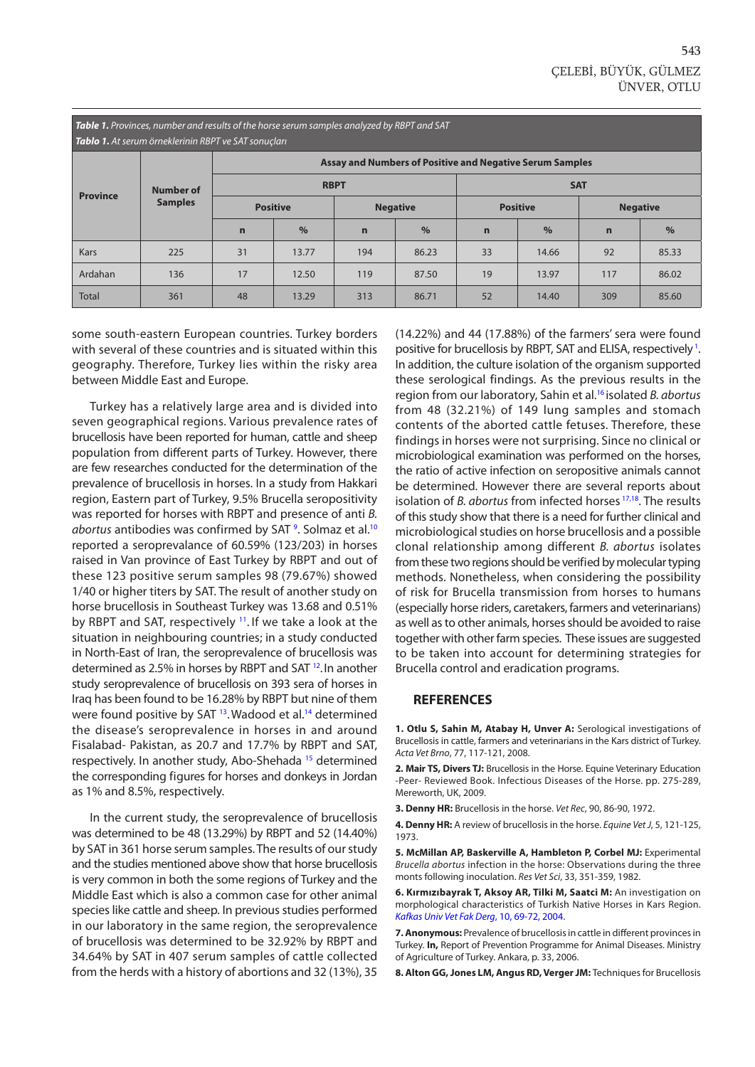**Table 1.** Provinces, number and results of the horse serum samples analyzed by RBPT and SAT
**Tablo 1.** At serum örneklerinin RBPT ve SAT sonuçları

| Province | Number of Samples | Assay and Numbers of Positive and Negative Serum Samples | | | | | | | |
|---|---|---|---|---|---|---|---|---|---|
| | | RBPT | | | | SAT | | | |
| | | Positive | | Negative | | Positive | | Negative | |
| | | n | % | n | % | n | % | n | % |
| Kars | 225 | 31 | 13.77 | 194 | 86.23 | 33 | 14.66 | 92 | 85.33 |
| Ardahan | 136 | 17 | 12.50 | 119 | 87.50 | 19 | 13.97 | 117 | 86.02 |
| Total | 361 | 48 | 13.29 | 313 | 86.71 | 52 | 14.40 | 309 | 85.60 |

some south-eastern European countries. Turkey borders with several of these countries and is situated within this geography. Therefore, Turkey lies within the risky area between Middle East and Europe.

Turkey has a relatively large area and is divided into seven geographical regions. Various prevalence rates of brucellosis have been reported for human, cattle and sheep population from different parts of Turkey. However, there are few researches conducted for the determination of the prevalence of brucellosis in horses. In a study from Hakkari region, Eastern part of Turkey, 9.5% Brucella seropositivity was reported for horses with RBPT and presence of anti *B. abortus* antibodies was confirmed by SAT [9]. Solmaz et al.[10] reported a seroprevalance of 60.59% (123/203) in horses raised in Van province of East Turkey by RBPT and out of these 123 positive serum samples 98 (79.67%) showed 1/40 or higher titers by SAT. The result of another study on horse brucellosis in Southeast Turkey was 13.68 and 0.51% by RBPT and SAT, respectively [11]. If we take a look at the situation in neighbouring countries; in a study conducted in North-East of Iran, the seroprevalence of brucellosis was determined as 2.5% in horses by RBPT and SAT [12]. In another study seroprevalence of brucellosis on 393 sera of horses in Iraq has been found to be 16.28% by RBPT but nine of them were found positive by SAT [13]. Wadood et al.[14] determined the disease's seroprevalence in horses in and around Fisalabad- Pakistan, as 20.7 and 17.7% by RBPT and SAT, respectively. In another study, Abo-Shehada [15] determined the corresponding figures for horses and donkeys in Jordan as 1% and 8.5%, respectively.

In the current study, the seroprevalence of brucellosis was determined to be 48 (13.29%) by RBPT and 52 (14.40%) by SAT in 361 horse serum samples. The results of our study and the studies mentioned above show that horse brucellosis is very common in both the some regions of Turkey and the Middle East which is also a common case for other animal species like cattle and sheep. In previous studies performed in our laboratory in the same region, the seroprevalence of brucellosis was determined to be 32.92% by RBPT and 34.64% by SAT in 407 serum samples of cattle collected from the herds with a history of abortions and 32 (13%), 35 (14.22%) and 44 (17.88%) of the farmers' sera were found positive for brucellosis by RBPT, SAT and ELISA, respectively [1]. In addition, the culture isolation of the organism supported these serological findings. As the previous results in the region from our laboratory, Sahin et al.[16] isolated *B. abortus* from 48 (32.21%) of 149 lung samples and stomach contents of the aborted cattle fetuses. Therefore, these findings in horses were not surprising. Since no clinical or microbiological examination was performed on the horses, the ratio of active infection on seropositive animals cannot be determined. However there are several reports about isolation of *B. abortus* from infected horses [17,18]. The results of this study show that there is a need for further clinical and microbiological studies on horse brucellosis and a possible clonal relationship among different *B. abortus* isolates from these two regions should be verified by molecular typing methods. Nonetheless, when considering the possibility of risk for Brucella transmission from horses to humans (especially horse riders, caretakers, farmers and veterinarians) as well as to other animals, horses should be avoided to raise together with other farm species. These issues are suggested to be taken into account for determining strategies for Brucella control and eradication programs.

## REFERENCES

**1. Otlu S, Sahin M, Atabay H, Unver A:** Serological investigations of Brucellosis in cattle, farmers and veterinarians in the Kars district of Turkey. *Acta Vet Brno*, 77, 117-121, 2008.

**2. Mair TS, Divers TJ:** Brucellosis in the Horse. Equine Veterinary Education -Peer- Reviewed Book. Infectious Diseases of the Horse. pp. 275-289, Mereworth, UK, 2009.

**3. Denny HR:** Brucellosis in the horse. *Vet Rec*, 90, 86-90, 1972.

**4. Denny HR:** A review of brucellosis in the horse. *Equine Vet J*, 5, 121-125, 1973.

**5. McMillan AP, Baskerville A, Hambleton P, Corbel MJ:** Experimental *Brucella abortus* infection in the horse: Observations during the three monts following inoculation. *Res Vet Sci*, 33, 351-359, 1982.

**6. Kırmızıbayrak T, Aksoy AR, Tilki M, Saatci M:** An investigation on morphological characteristics of Turkish Native Horses in Kars Region. *Kafkas Univ Vet Fak Derg*, 10, 69-72, 2004.

**7. Anonymous:** Prevalence of brucellosis in cattle in different provinces in Turkey. **In,** Report of Prevention Programme for Animal Diseases. Ministry of Agriculture of Turkey. Ankara, p. 33, 2006.

**8. Alton GG, Jones LM, Angus RD, Verger JM:** Techniques for Brucellosis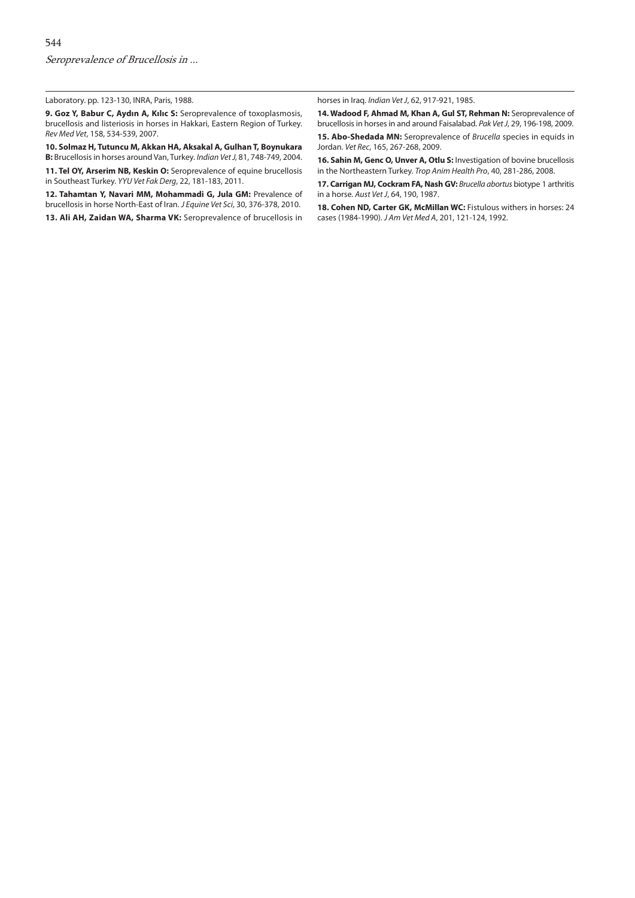Laboratory. pp. 123-130, INRA, Paris, 1988.

**9. Goz Y, Babur C, Aydın A, Kılıc S:** Seroprevalence of toxoplasmosis, brucellosis and listeriosis in horses in Hakkari, Eastern Region of Turkey. *Rev Med Vet*, 158, 534-539, 2007.

**10. Solmaz H, Tutuncu M, Akkan HA, Aksakal A, Gulhan T, Boynukara B:** Brucellosis in horses around Van, Turkey. *Indian Vet J*, 81, 748-749, 2004.

**11. Tel OY, Arserim NB, Keskin O:** Seroprevalence of equine brucellosis in Southeast Turkey. *YYU Vet Fak Derg*, 22, 181-183, 2011.

**12. Tahamtan Y, Navari MM, Mohammadi G, Jula GM:** Prevalence of brucellosis in horse North-East of Iran. *J Equine Vet Sci*, 30, 376-378, 2010.

**13. Ali AH, Zaidan WA, Sharma VK:** Seroprevalence of brucellosis in horses in Iraq. *Indian Vet J*, 62, 917-921, 1985.

**14. Wadood F, Ahmad M, Khan A, Gul ST, Rehman N:** Seroprevalence of brucellosis in horses in and around Faisalabad. *Pak Vet J*, 29, 196-198, 2009.

**15. Abo-Shedada MN:** Seroprevalence of *Brucella* species in equids in Jordan. *Vet Rec*, 165, 267-268, 2009.

**16. Sahin M, Genc O, Unver A, Otlu S:** Investigation of bovine brucellosis in the Northeastern Turkey. *Trop Anim Health Pro*, 40, 281-286, 2008.

**17. Carrigan MJ, Cockram FA, Nash GV:** *Brucella abortus* biotype 1 arthritis in a horse. *Aust Vet J*, 64, 190, 1987.

**18. Cohen ND, Carter GK, McMillan WC:** Fistulous withers in horses: 24 cases (1984-1990). *J Am Vet Med A*, 201, 121-124, 1992.